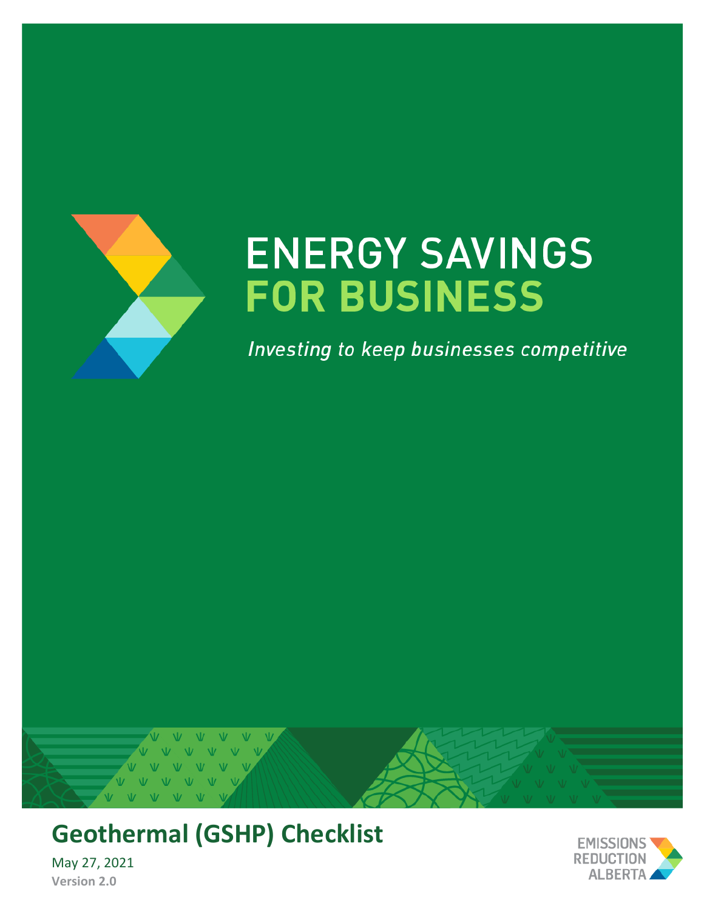# ENERGY SAVINGS FOR BUSINESS

*Investing to keep businesses competitive*

## Geothermal (GSHP) Checklist

May 27, 2021

**Version 2.0**

EMISSIONS REDUCTION ALBERTA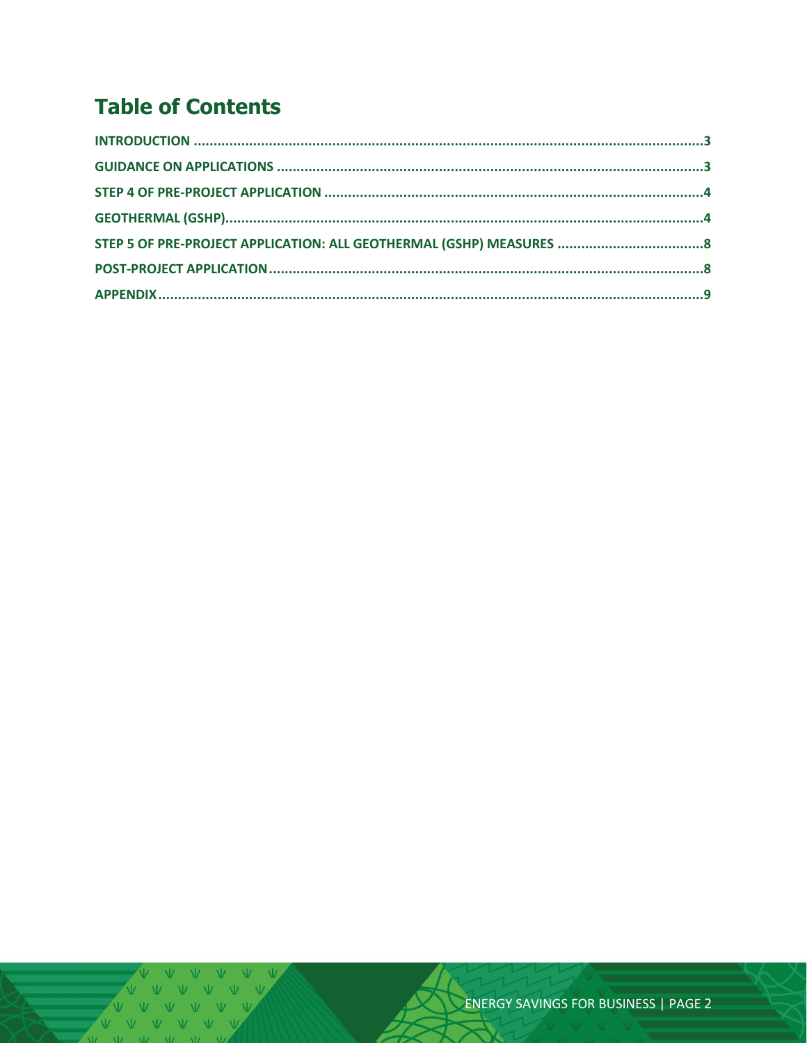# Table of Contents

INTRODUCTION ........................................................................................................................3

GUIDANCE ON APPLICATIONS ..................................................................................................3

STEP 4 OF PRE-PROJECT APPLICATION .....................................................................................4

GEOTHERMAL (GSHP).................................................................................................................4

STEP 5 OF PRE-PROJECT APPLICATION: ALL GEOTHERMAL (GSHP) MEASURES ..........................8

POST-PROJECT APPLICATION.....................................................................................................8

APPENDIX.....................................................................................................................................9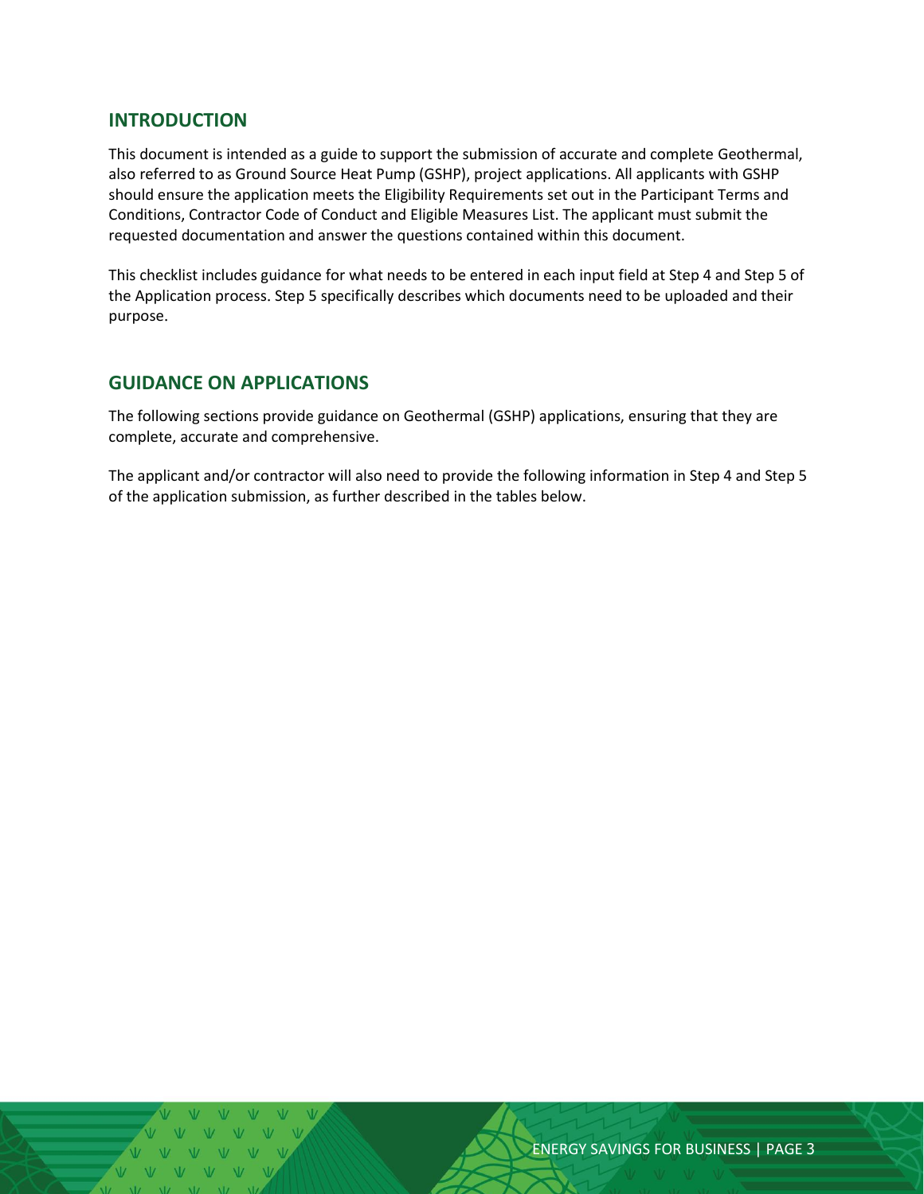## INTRODUCTION

This document is intended as a guide to support the submission of accurate and complete Geothermal, also referred to as Ground Source Heat Pump (GSHP), project applications. All applicants with GSHP should ensure the application meets the Eligibility Requirements set out in the Participant Terms and Conditions, Contractor Code of Conduct and Eligible Measures List. The applicant must submit the requested documentation and answer the questions contained within this document.

This checklist includes guidance for what needs to be entered in each input field at Step 4 and Step 5 of the Application process. Step 5 specifically describes which documents need to be uploaded and their purpose.

## GUIDANCE ON APPLICATIONS

The following sections provide guidance on Geothermal (GSHP) applications, ensuring that they are complete, accurate and comprehensive.

The applicant and/or contractor will also need to provide the following information in Step 4 and Step 5 of the application submission, as further described in the tables below.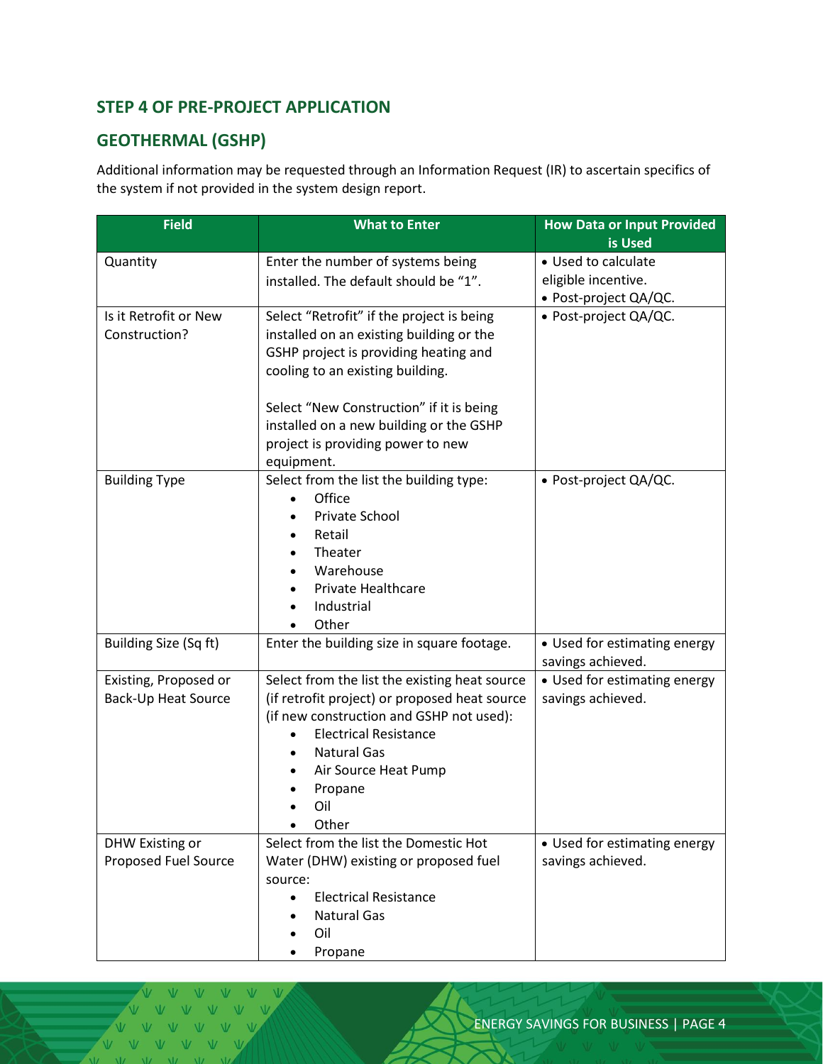## STEP 4 OF PRE-PROJECT APPLICATION

## GEOTHERMAL (GSHP)

Additional information may be requested through an Information Request (IR) to ascertain specifics of the system if not provided in the system design report.

| Field | What to Enter | How Data or Input Provided is Used |
|---|---|---|
| Quantity | Enter the number of systems being installed. The default should be "1". | • Used to calculate eligible incentive.<br>• Post-project QA/QC. |
| Is it Retrofit or New Construction? | Select "Retrofit" if the project is being installed on an existing building or the GSHP project is providing heating and cooling to an existing building.<br><br>Select "New Construction" if it is being installed on a new building or the GSHP project is providing power to new equipment. | • Post-project QA/QC. |
| Building Type | Select from the list the building type:<br>• Office<br>• Private School<br>• Retail<br>• Theater<br>• Warehouse<br>• Private Healthcare<br>• Industrial<br>• Other | • Post-project QA/QC. |
| Building Size (Sq ft) | Enter the building size in square footage. | • Used for estimating energy savings achieved. |
| Existing, Proposed or Back-Up Heat Source | Select from the list the existing heat source (if retrofit project) or proposed heat source (if new construction and GSHP not used):<br>• Electrical Resistance<br>• Natural Gas<br>• Air Source Heat Pump<br>• Propane<br>• Oil<br>• Other | • Used for estimating energy savings achieved. |
| DHW Existing or Proposed Fuel Source | Select from the list the Domestic Hot Water (DHW) existing or proposed fuel source:<br>• Electrical Resistance<br>• Natural Gas<br>• Oil<br>• Propane | • Used for estimating energy savings achieved. |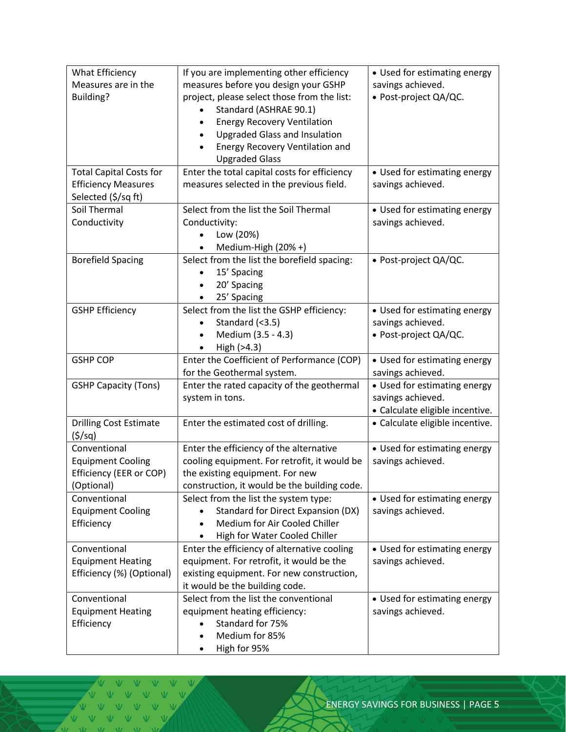| What Efficiency Measures are in the Building? | If you are implementing other efficiency measures before you design your GSHP project, please select those from the list:<br>• Standard (ASHRAE 90.1)<br>• Energy Recovery Ventilation<br>• Upgraded Glass and Insulation<br>• Energy Recovery Ventilation and Upgraded Glass | • Used for estimating energy savings achieved.<br>• Post-project QA/QC. |
|---|---|---|
| Total Capital Costs for Efficiency Measures Selected ($/sq ft) | Enter the total capital costs for efficiency measures selected in the previous field. | • Used for estimating energy savings achieved. |
| Soil Thermal Conductivity | Select from the list the Soil Thermal Conductivity:<br>• Low (20%)<br>• Medium-High (20% +) | • Used for estimating energy savings achieved. |
| Borefield Spacing | Select from the list the borefield spacing:<br>• 15' Spacing<br>• 20' Spacing<br>• 25' Spacing | • Post-project QA/QC. |
| GSHP Efficiency | Select from the list the GSHP efficiency:<br>• Standard (<3.5)<br>• Medium (3.5 - 4.3)<br>• High (>4.3) | • Used for estimating energy savings achieved.<br>• Post-project QA/QC. |
| GSHP COP | Enter the Coefficient of Performance (COP) for the Geothermal system. | • Used for estimating energy savings achieved. |
| GSHP Capacity (Tons) | Enter the rated capacity of the geothermal system in tons. | • Used for estimating energy savings achieved.<br>• Calculate eligible incentive. |
| Drilling Cost Estimate ($/sq) | Enter the estimated cost of drilling. | • Calculate eligible incentive. |
| Conventional Equipment Cooling Efficiency (EER or COP) (Optional) | Enter the efficiency of the alternative cooling equipment. For retrofit, it would be the existing equipment. For new construction, it would be the building code. | • Used for estimating energy savings achieved. |
| Conventional Equipment Cooling Efficiency | Select from the list the system type:<br>• Standard for Direct Expansion (DX)<br>• Medium for Air Cooled Chiller<br>• High for Water Cooled Chiller | • Used for estimating energy savings achieved. |
| Conventional Equipment Heating Efficiency (%) (Optional) | Enter the efficiency of alternative cooling equipment. For retrofit, it would be the existing equipment. For new construction, it would be the building code. | • Used for estimating energy savings achieved. |
| Conventional Equipment Heating Efficiency | Select from the list the conventional equipment heating efficiency:<br>• Standard for 75%<br>• Medium for 85%<br>• High for 95% | • Used for estimating energy savings achieved. |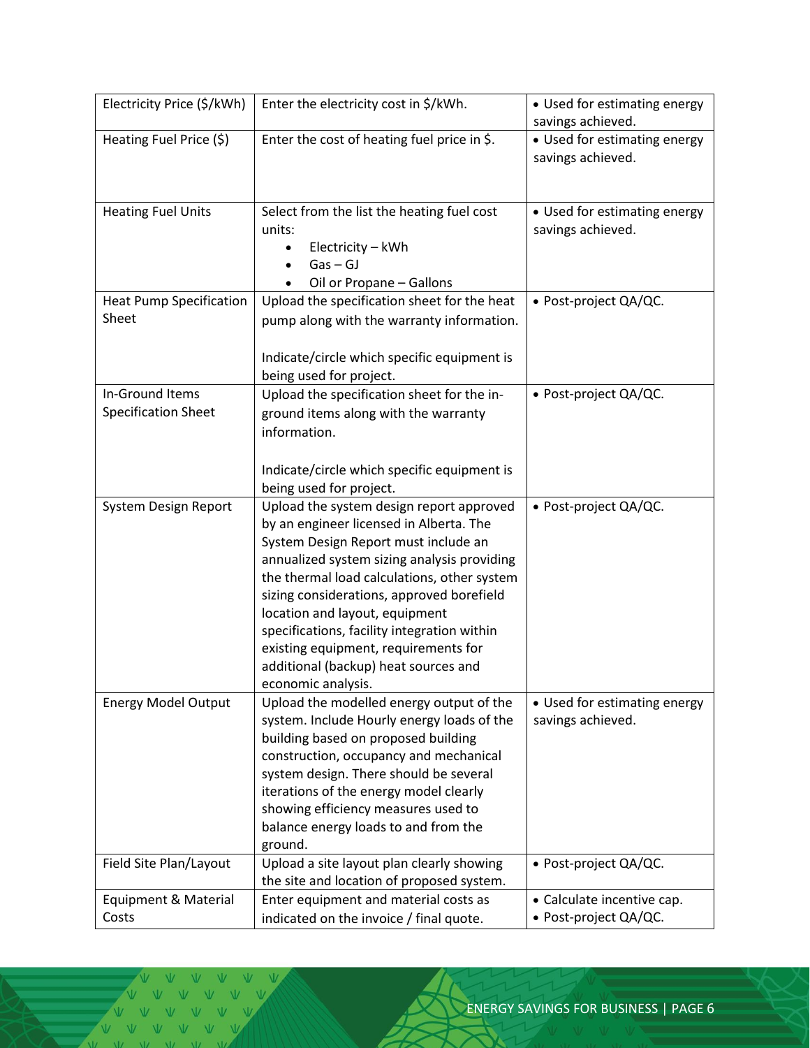| | | |
|---|---|---|
| Electricity Price ($/kWh) | Enter the electricity cost in $/kWh. | • Used for estimating energy savings achieved. |
| Heating Fuel Price ($) | Enter the cost of heating fuel price in $. | • Used for estimating energy savings achieved. |
| Heating Fuel Units | Select from the list the heating fuel cost units:<br>• Electricity – kWh<br>• Gas – GJ<br>• Oil or Propane – Gallons | • Used for estimating energy savings achieved. |
| Heat Pump Specification Sheet | Upload the specification sheet for the heat pump along with the warranty information.<br><br>Indicate/circle which specific equipment is being used for project. | • Post-project QA/QC. |
| In-Ground Items Specification Sheet | Upload the specification sheet for the in-ground items along with the warranty information.<br><br>Indicate/circle which specific equipment is being used for project. | • Post-project QA/QC. |
| System Design Report | Upload the system design report approved by an engineer licensed in Alberta. The System Design Report must include an annualized system sizing analysis providing the thermal load calculations, other system sizing considerations, approved borefield location and layout, equipment specifications, facility integration within existing equipment, requirements for additional (backup) heat sources and economic analysis. | • Post-project QA/QC. |
| Energy Model Output | Upload the modelled energy output of the system. Include Hourly energy loads of the building based on proposed building construction, occupancy and mechanical system design. There should be several iterations of the energy model clearly showing efficiency measures used to balance energy loads to and from the ground. | • Used for estimating energy savings achieved. |
| Field Site Plan/Layout | Upload a site layout plan clearly showing the site and location of proposed system. | • Post-project QA/QC. |
| Equipment & Material Costs | Enter equipment and material costs as indicated on the invoice / final quote. | • Calculate incentive cap.<br>• Post-project QA/QC. |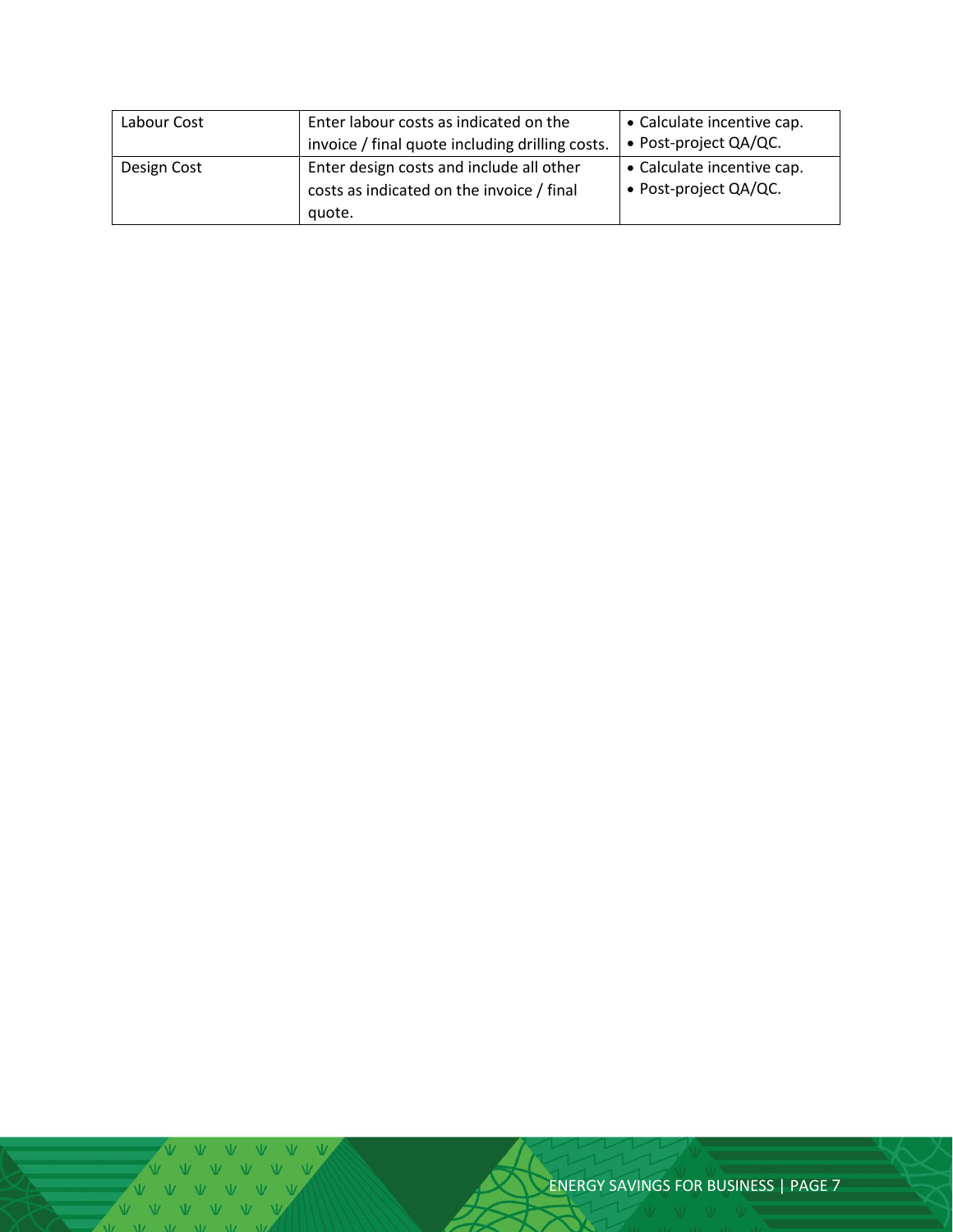| Labour Cost | Enter labour costs as indicated on the invoice / final quote including drilling costs. | • Calculate incentive cap.<br>• Post-project QA/QC. |
|---|---|---|
| Design Cost | Enter design costs and include all other costs as indicated on the invoice / final quote. | • Calculate incentive cap.<br>• Post-project QA/QC. |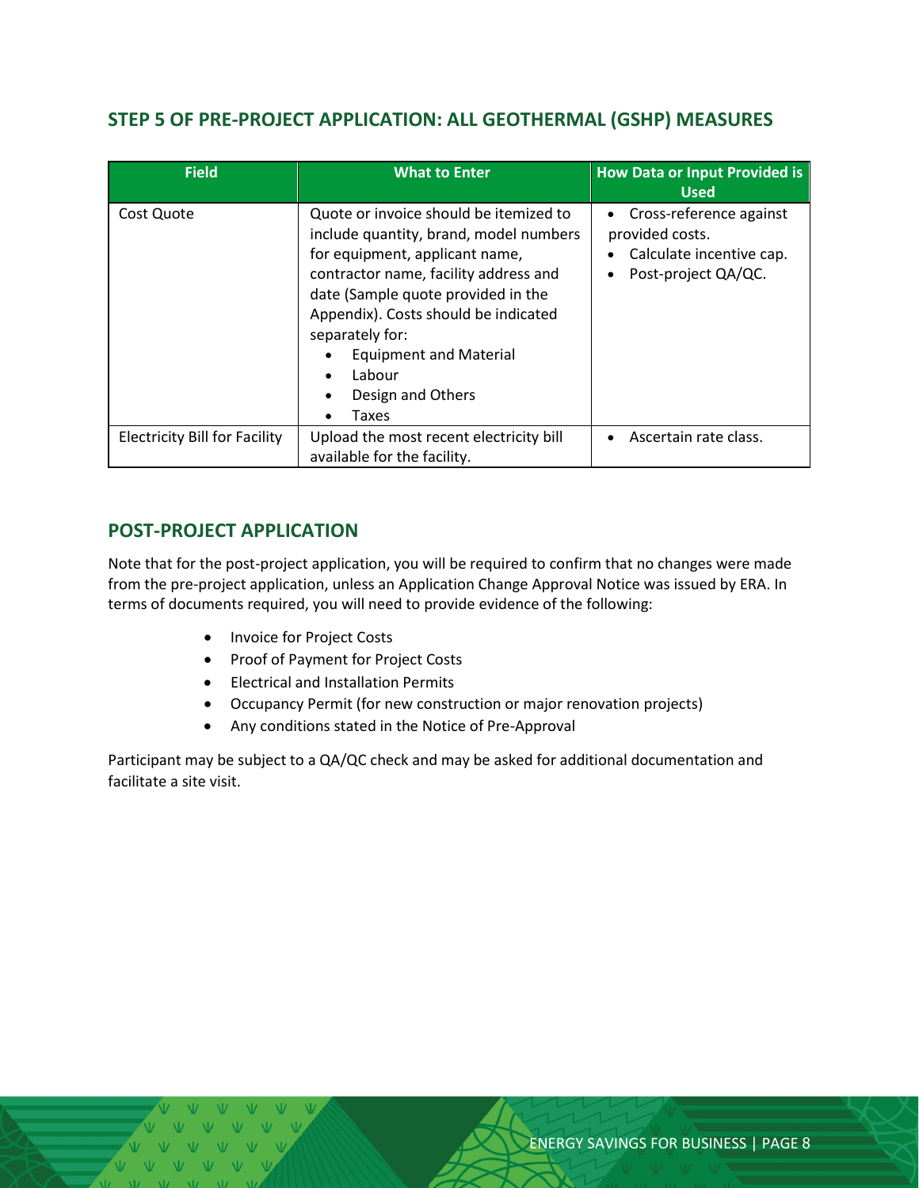## STEP 5 OF PRE-PROJECT APPLICATION: ALL GEOTHERMAL (GSHP) MEASURES

| Field | What to Enter | How Data or Input Provided is Used |
|---|---|---|
| Cost Quote | Quote or invoice should be itemized to include quantity, brand, model numbers for equipment, applicant name, contractor name, facility address and date (Sample quote provided in the Appendix). Costs should be indicated separately for:<br>• Equipment and Material<br>• Labour<br>• Design and Others<br>• Taxes | • Cross-reference against provided costs.<br>• Calculate incentive cap.<br>• Post-project QA/QC. |
| Electricity Bill for Facility | Upload the most recent electricity bill available for the facility. | • Ascertain rate class. |

## POST-PROJECT APPLICATION

Note that for the post-project application, you will be required to confirm that no changes were made from the pre-project application, unless an Application Change Approval Notice was issued by ERA. In terms of documents required, you will need to provide evidence of the following:

- Invoice for Project Costs
- Proof of Payment for Project Costs
- Electrical and Installation Permits
- Occupancy Permit (for new construction or major renovation projects)
- Any conditions stated in the Notice of Pre-Approval

Participant may be subject to a QA/QC check and may be asked for additional documentation and facilitate a site visit.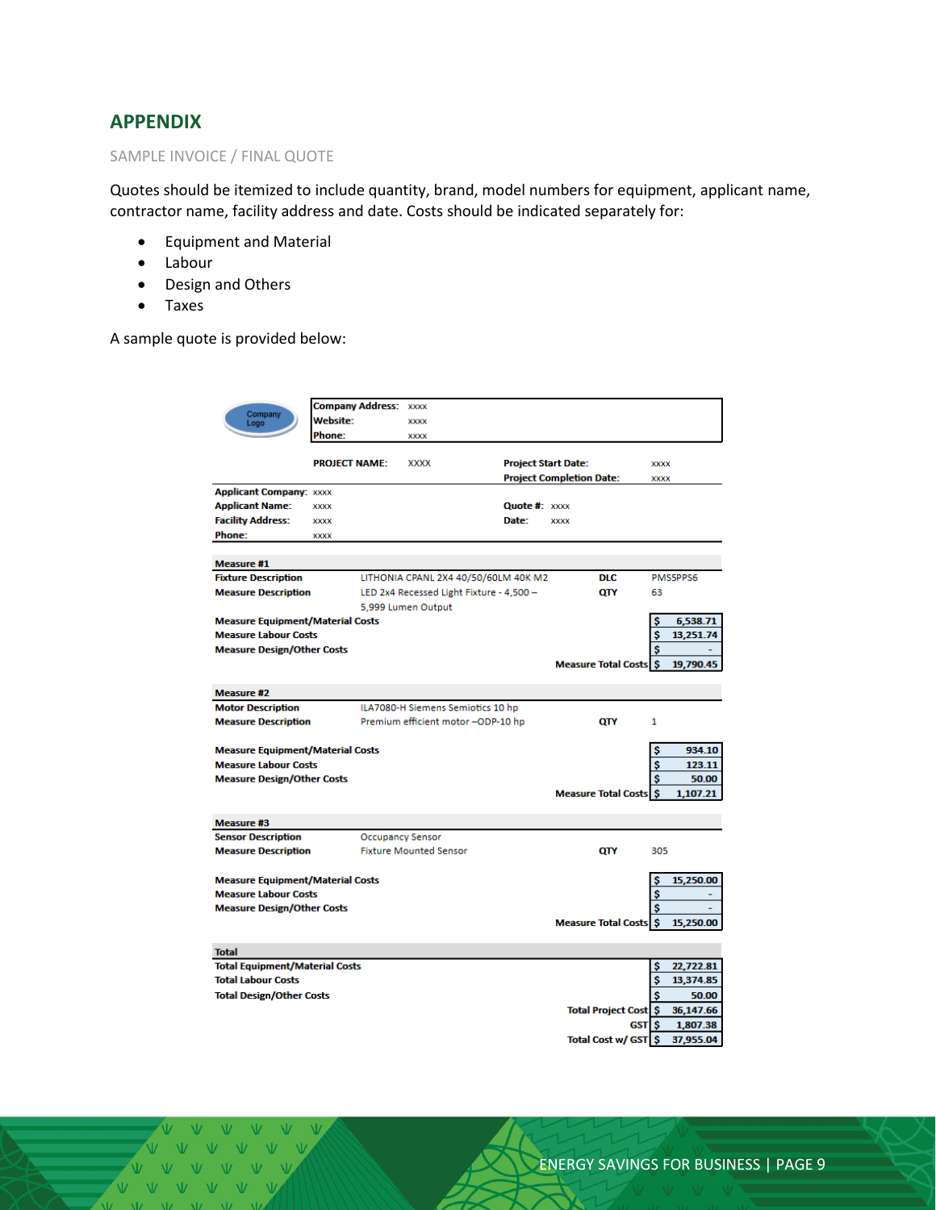## APPENDIX

SAMPLE INVOICE / FINAL QUOTE

Quotes should be itemized to include quantity, brand, model numbers for equipment, applicant name, contractor name, facility address and date. Costs should be indicated separately for:

- Equipment and Material
- Labour
- Design and Others
- Taxes

A sample quote is provided below:

Company Logo

**Company Address:** xxxx
**Website:** xxxx
**Phone:** xxxx

**PROJECT NAME:** XXXX

**Project Start Date:** xxxx
**Project Completion Date:** xxxx

**Applicant Company:** xxxx
**Applicant Name:** xxxx
**Facility Address:** xxxx
**Phone:** xxxx

**Quote #:** xxxx
**Date:** xxxx

| | | | |
|---|---|---|---|
| **Measure #1** | | | |
| **Fixture Description** | LITHONIA CPANL 2X4 40/50/60LM 40K M2 | **DLC** | PMS5PPS6 |
| **Measure Description** | LED 2x4 Recessed Light Fixture - 4,500 – 5,999 Lumen Output | **QTY** | 63 |
| **Measure Equipment/Material Costs** | | | $ 6,538.71 |
| **Measure Labour Costs** | | | $ 13,251.74 |
| **Measure Design/Other Costs** | | | $ - |
| | | **Measure Total Costs** | $ 19,790.45 |
| **Measure #2** | | | |
| **Motor Description** | ILA7080-H Siemens Semiotics 10 hp | | |
| **Measure Description** | Premium efficient motor –ODP-10 hp | **QTY** | 1 |
| **Measure Equipment/Material Costs** | | | $ 934.10 |
| **Measure Labour Costs** | | | $ 123.11 |
| **Measure Design/Other Costs** | | | $ 50.00 |
| | | **Measure Total Costs** | $ 1,107.21 |
| **Measure #3** | | | |
| **Sensor Description** | Occupancy Sensor | | |
| **Measure Description** | Fixture Mounted Sensor | **QTY** | 305 |
| **Measure Equipment/Material Costs** | | | $ 15,250.00 |
| **Measure Labour Costs** | | | $ - |
| **Measure Design/Other Costs** | | | $ - |
| | | **Measure Total Costs** | $ 15,250.00 |
| **Total** | | | |
| **Total Equipment/Material Costs** | | | $ 22,722.81 |
| **Total Labour Costs** | | | $ 13,374.85 |
| **Total Design/Other Costs** | | | $ 50.00 |
| | | **Total Project Cost** | $ 36,147.66 |
| | | **GST** | $ 1,807.38 |
| | | **Total Cost w/ GST** | $ 37,955.04 |